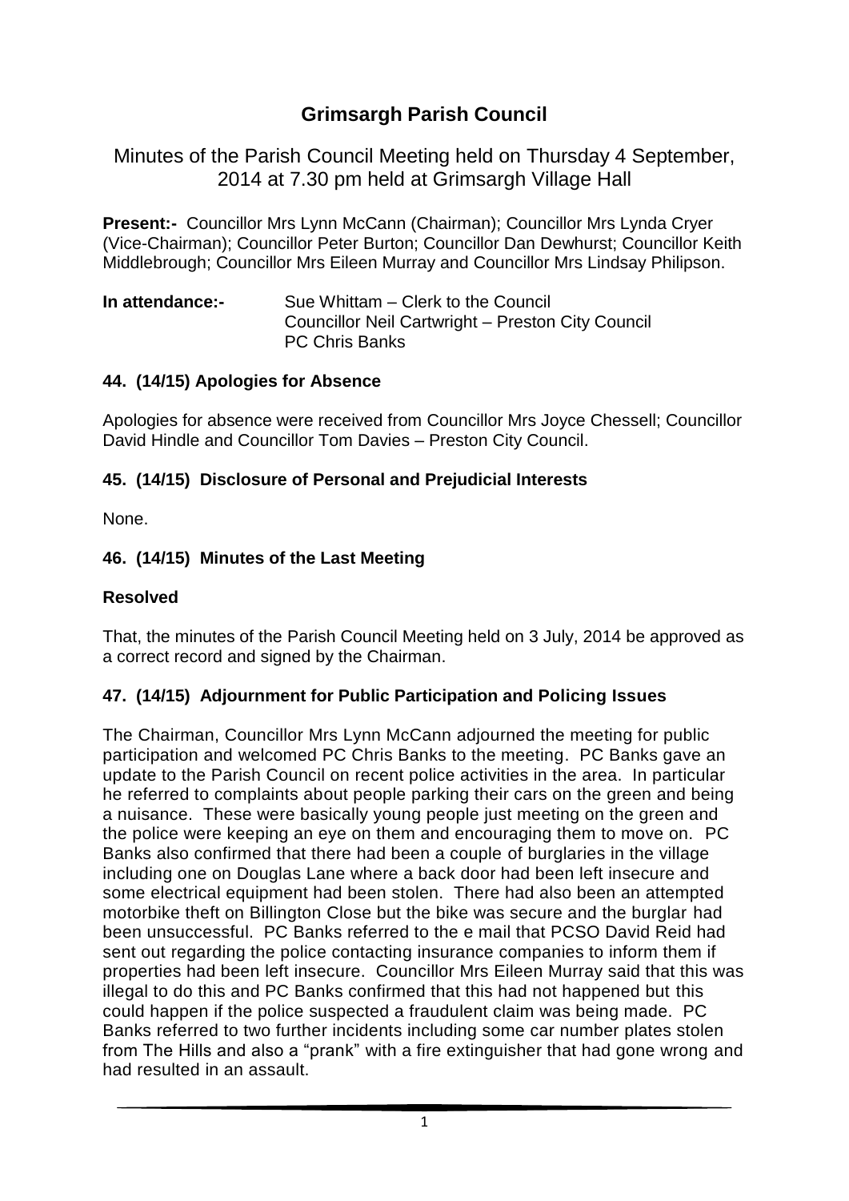# Grimsargh Parish Council

## Minutes of the Parish Council Meeting held on Thursday 4 September, 2014 at 7.30 pm held at Grimsargh Village Hall

**Present:-** Councillor Mrs Lynn McCann (Chairman); Councillor Mrs Lynda Cryer (Vice-Chairman); Councillor Peter Burton; Councillor Dan Dewhurst; Councillor Keith Middlebrough; Councillor Mrs Eileen Murray and Councillor Mrs Lindsay Philipson.

**In attendance:-** Sue Whittam – Clerk to the Council
Councillor Neil Cartwright – Preston City Council
PC Chris Banks

### 44. (14/15) Apologies for Absence

Apologies for absence were received from Councillor Mrs Joyce Chessell; Councillor David Hindle and Councillor Tom Davies – Preston City Council.

### 45. (14/15) Disclosure of Personal and Prejudicial Interests

None.

### 46. (14/15) Minutes of the Last Meeting

**Resolved**

That, the minutes of the Parish Council Meeting held on 3 July, 2014 be approved as a correct record and signed by the Chairman.

### 47. (14/15) Adjournment for Public Participation and Policing Issues

The Chairman, Councillor Mrs Lynn McCann adjourned the meeting for public participation and welcomed PC Chris Banks to the meeting. PC Banks gave an update to the Parish Council on recent police activities in the area. In particular he referred to complaints about people parking their cars on the green and being a nuisance. These were basically young people just meeting on the green and the police were keeping an eye on them and encouraging them to move on. PC Banks also confirmed that there had been a couple of burglaries in the village including one on Douglas Lane where a back door had been left insecure and some electrical equipment had been stolen. There had also been an attempted motorbike theft on Billington Close but the bike was secure and the burglar had been unsuccessful. PC Banks referred to the e mail that PCSO David Reid had sent out regarding the police contacting insurance companies to inform them if properties had been left insecure. Councillor Mrs Eileen Murray said that this was illegal to do this and PC Banks confirmed that this had not happened but this could happen if the police suspected a fraudulent claim was being made. PC Banks referred to two further incidents including some car number plates stolen from The Hills and also a "prank" with a fire extinguisher that had gone wrong and had resulted in an assault.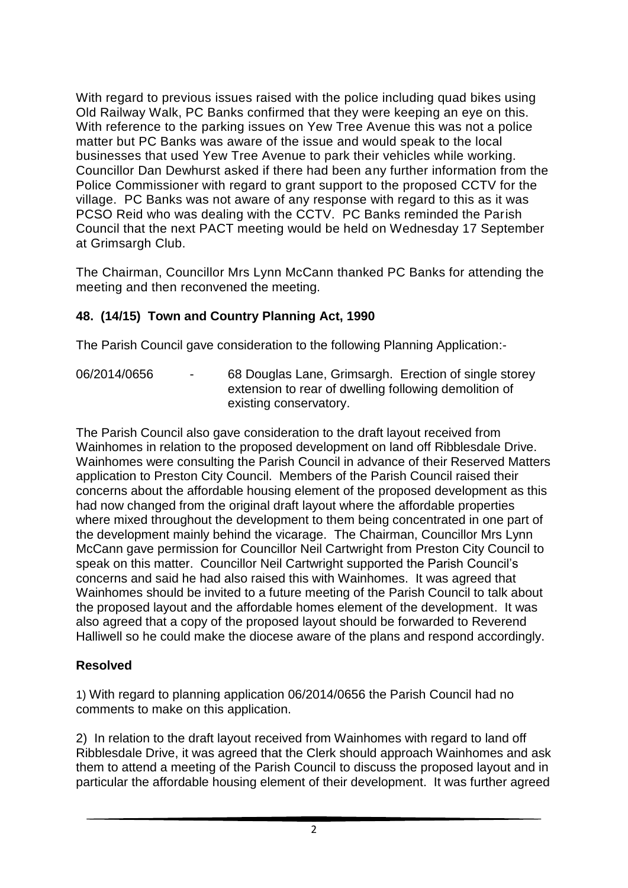With regard to previous issues raised with the police including quad bikes using Old Railway Walk, PC Banks confirmed that they were keeping an eye on this. With reference to the parking issues on Yew Tree Avenue this was not a police matter but PC Banks was aware of the issue and would speak to the local businesses that used Yew Tree Avenue to park their vehicles while working. Councillor Dan Dewhurst asked if there had been any further information from the Police Commissioner with regard to grant support to the proposed CCTV for the village. PC Banks was not aware of any response with regard to this as it was PCSO Reid who was dealing with the CCTV. PC Banks reminded the Parish Council that the next PACT meeting would be held on Wednesday 17 September at Grimsargh Club.

The Chairman, Councillor Mrs Lynn McCann thanked PC Banks for attending the meeting and then reconvened the meeting.

## 48. (14/15) Town and Country Planning Act, 1990

The Parish Council gave consideration to the following Planning Application:-

06/2014/0656 - 68 Douglas Lane, Grimsargh. Erection of single storey extension to rear of dwelling following demolition of existing conservatory.

The Parish Council also gave consideration to the draft layout received from Wainhomes in relation to the proposed development on land off Ribblesdale Drive. Wainhomes were consulting the Parish Council in advance of their Reserved Matters application to Preston City Council. Members of the Parish Council raised their concerns about the affordable housing element of the proposed development as this had now changed from the original draft layout where the affordable properties where mixed throughout the development to them being concentrated in one part of the development mainly behind the vicarage. The Chairman, Councillor Mrs Lynn McCann gave permission for Councillor Neil Cartwright from Preston City Council to speak on this matter. Councillor Neil Cartwright supported the Parish Council's concerns and said he had also raised this with Wainhomes. It was agreed that Wainhomes should be invited to a future meeting of the Parish Council to talk about the proposed layout and the affordable homes element of the development. It was also agreed that a copy of the proposed layout should be forwarded to Reverend Halliwell so he could make the diocese aware of the plans and respond accordingly.

**Resolved**

1) With regard to planning application 06/2014/0656 the Parish Council had no comments to make on this application.

2) In relation to the draft layout received from Wainhomes with regard to land off Ribblesdale Drive, it was agreed that the Clerk should approach Wainhomes and ask them to attend a meeting of the Parish Council to discuss the proposed layout and in particular the affordable housing element of their development. It was further agreed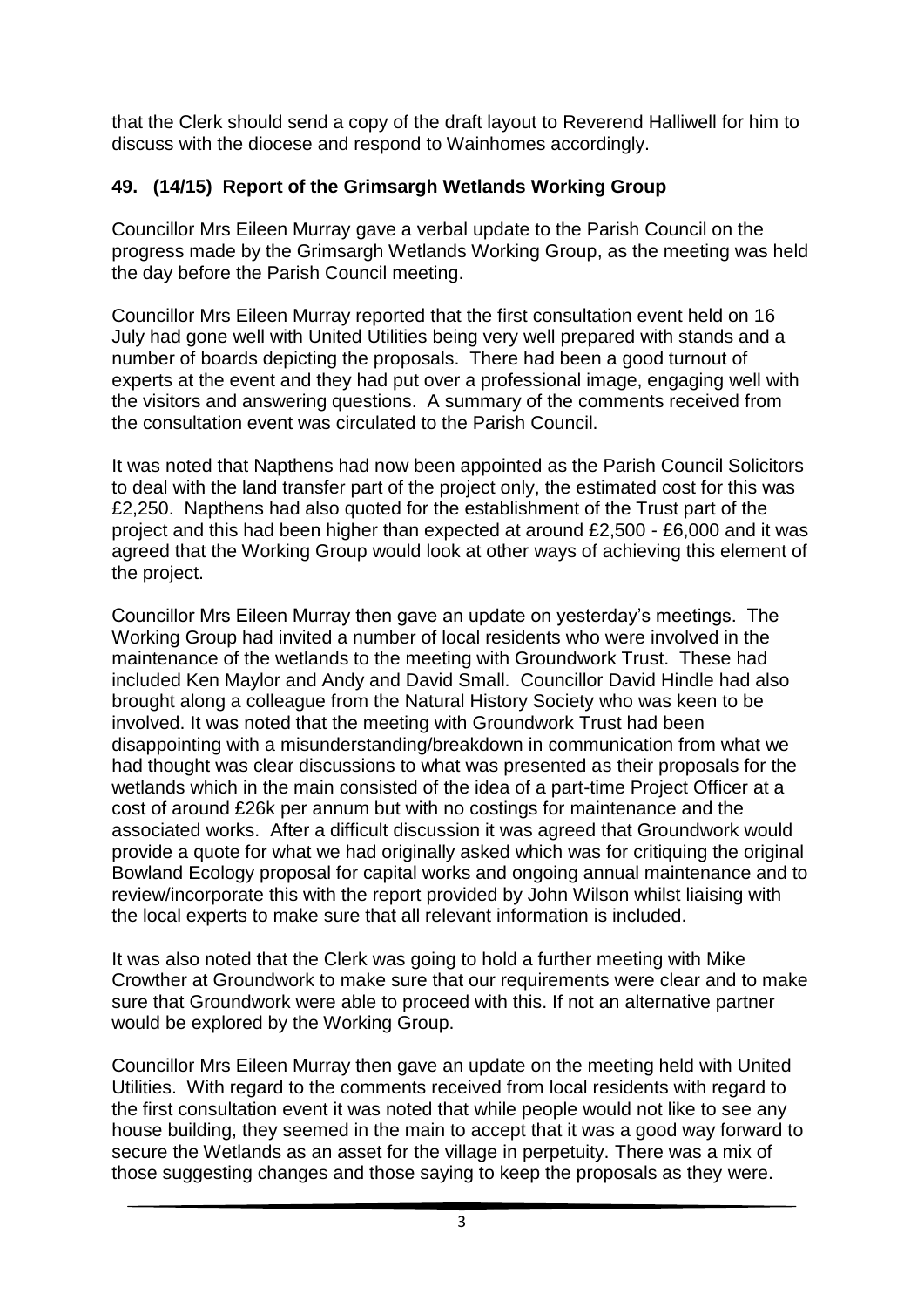that the Clerk should send a copy of the draft layout to Reverend Halliwell for him to discuss with the diocese and respond to Wainhomes accordingly.

## 49. (14/15) Report of the Grimsargh Wetlands Working Group

Councillor Mrs Eileen Murray gave a verbal update to the Parish Council on the progress made by the Grimsargh Wetlands Working Group, as the meeting was held the day before the Parish Council meeting.

Councillor Mrs Eileen Murray reported that the first consultation event held on 16 July had gone well with United Utilities being very well prepared with stands and a number of boards depicting the proposals. There had been a good turnout of experts at the event and they had put over a professional image, engaging well with the visitors and answering questions. A summary of the comments received from the consultation event was circulated to the Parish Council.

It was noted that Napthens had now been appointed as the Parish Council Solicitors to deal with the land transfer part of the project only, the estimated cost for this was £2,250. Napthens had also quoted for the establishment of the Trust part of the project and this had been higher than expected at around £2,500 - £6,000 and it was agreed that the Working Group would look at other ways of achieving this element of the project.

Councillor Mrs Eileen Murray then gave an update on yesterday's meetings. The Working Group had invited a number of local residents who were involved in the maintenance of the wetlands to the meeting with Groundwork Trust. These had included Ken Maylor and Andy and David Small. Councillor David Hindle had also brought along a colleague from the Natural History Society who was keen to be involved. It was noted that the meeting with Groundwork Trust had been disappointing with a misunderstanding/breakdown in communication from what we had thought was clear discussions to what was presented as their proposals for the wetlands which in the main consisted of the idea of a part-time Project Officer at a cost of around £26k per annum but with no costings for maintenance and the associated works. After a difficult discussion it was agreed that Groundwork would provide a quote for what we had originally asked which was for critiquing the original Bowland Ecology proposal for capital works and ongoing annual maintenance and to review/incorporate this with the report provided by John Wilson whilst liaising with the local experts to make sure that all relevant information is included.

It was also noted that the Clerk was going to hold a further meeting with Mike Crowther at Groundwork to make sure that our requirements were clear and to make sure that Groundwork were able to proceed with this. If not an alternative partner would be explored by the Working Group.

Councillor Mrs Eileen Murray then gave an update on the meeting held with United Utilities. With regard to the comments received from local residents with regard to the first consultation event it was noted that while people would not like to see any house building, they seemed in the main to accept that it was a good way forward to secure the Wetlands as an asset for the village in perpetuity. There was a mix of those suggesting changes and those saying to keep the proposals as they were.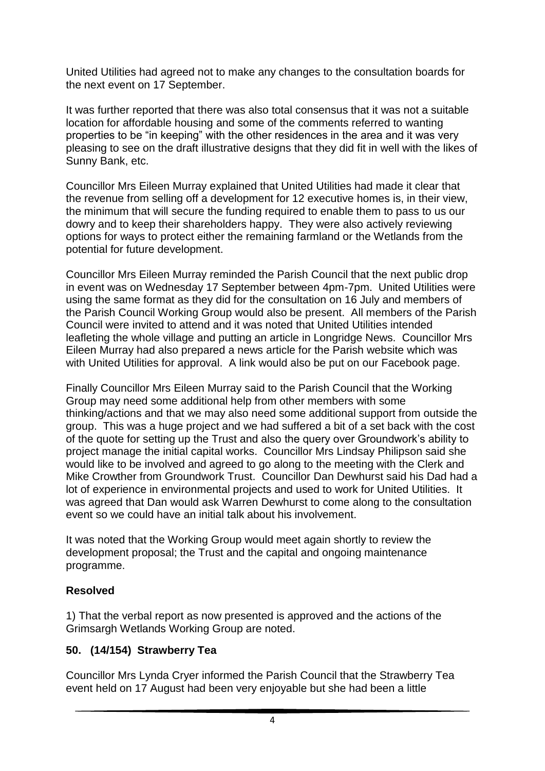United Utilities had agreed not to make any changes to the consultation boards for the next event on 17 September.

It was further reported that there was also total consensus that it was not a suitable location for affordable housing and some of the comments referred to wanting properties to be "in keeping" with the other residences in the area and it was very pleasing to see on the draft illustrative designs that they did fit in well with the likes of Sunny Bank, etc.

Councillor Mrs Eileen Murray explained that United Utilities had made it clear that the revenue from selling off a development for 12 executive homes is, in their view, the minimum that will secure the funding required to enable them to pass to us our dowry and to keep their shareholders happy. They were also actively reviewing options for ways to protect either the remaining farmland or the Wetlands from the potential for future development.

Councillor Mrs Eileen Murray reminded the Parish Council that the next public drop in event was on Wednesday 17 September between 4pm-7pm. United Utilities were using the same format as they did for the consultation on 16 July and members of the Parish Council Working Group would also be present. All members of the Parish Council were invited to attend and it was noted that United Utilities intended leafleting the whole village and putting an article in Longridge News. Councillor Mrs Eileen Murray had also prepared a news article for the Parish website which was with United Utilities for approval. A link would also be put on our Facebook page.

Finally Councillor Mrs Eileen Murray said to the Parish Council that the Working Group may need some additional help from other members with some thinking/actions and that we may also need some additional support from outside the group. This was a huge project and we had suffered a bit of a set back with the cost of the quote for setting up the Trust and also the query over Groundwork's ability to project manage the initial capital works. Councillor Mrs Lindsay Philipson said she would like to be involved and agreed to go along to the meeting with the Clerk and Mike Crowther from Groundwork Trust. Councillor Dan Dewhurst said his Dad had a lot of experience in environmental projects and used to work for United Utilities. It was agreed that Dan would ask Warren Dewhurst to come along to the consultation event so we could have an initial talk about his involvement.

It was noted that the Working Group would meet again shortly to review the development proposal; the Trust and the capital and ongoing maintenance programme.

**Resolved**

1) That the verbal report as now presented is approved and the actions of the Grimsargh Wetlands Working Group are noted.

## 50. (14/154) Strawberry Tea

Councillor Mrs Lynda Cryer informed the Parish Council that the Strawberry Tea event held on 17 August had been very enjoyable but she had been a little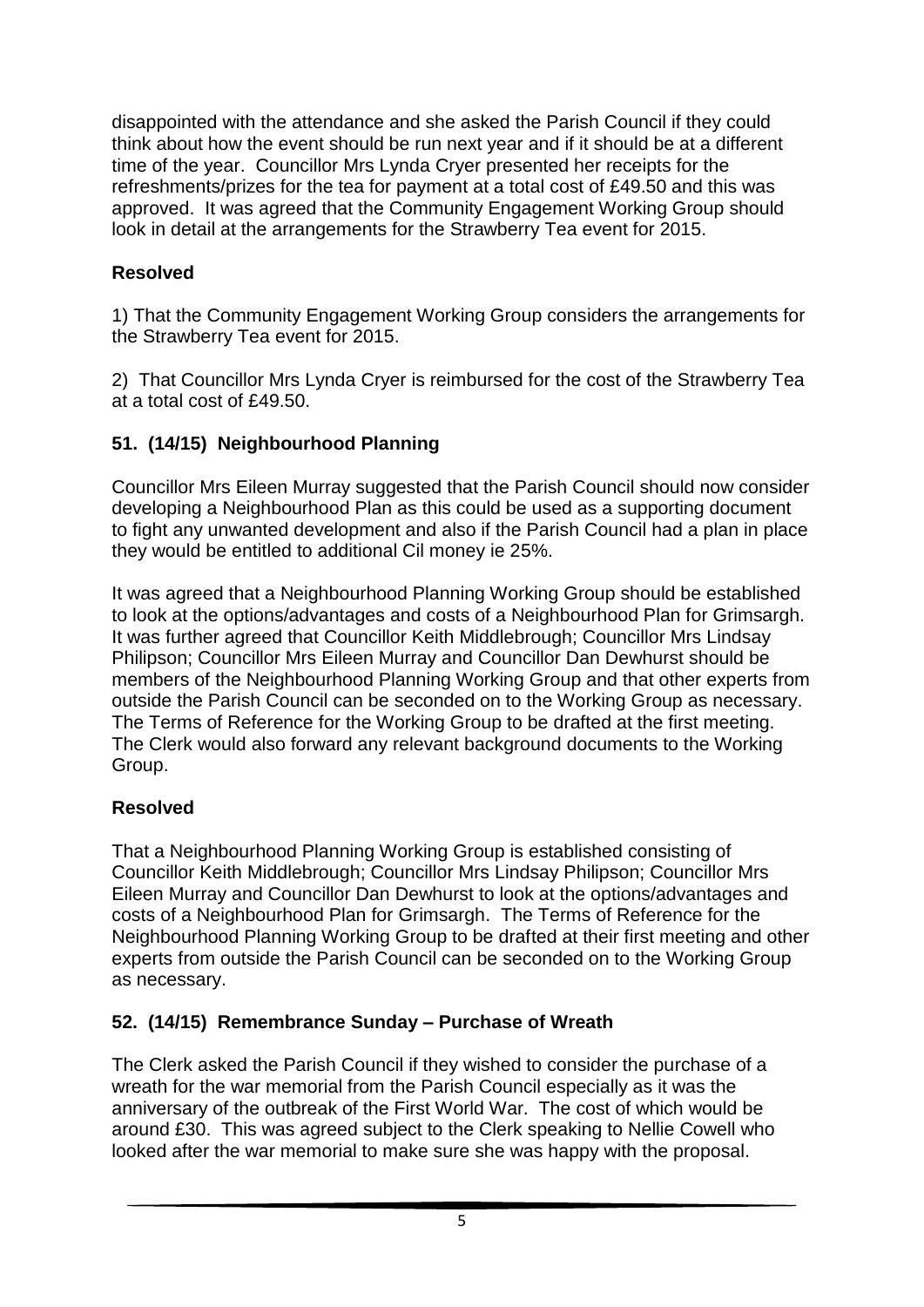disappointed with the attendance and she asked the Parish Council if they could think about how the event should be run next year and if it should be at a different time of the year. Councillor Mrs Lynda Cryer presented her receipts for the refreshments/prizes for the tea for payment at a total cost of £49.50 and this was approved. It was agreed that the Community Engagement Working Group should look in detail at the arrangements for the Strawberry Tea event for 2015.

**Resolved**

1) That the Community Engagement Working Group considers the arrangements for the Strawberry Tea event for 2015.

2) That Councillor Mrs Lynda Cryer is reimbursed for the cost of the Strawberry Tea at a total cost of £49.50.

## 51. (14/15) Neighbourhood Planning

Councillor Mrs Eileen Murray suggested that the Parish Council should now consider developing a Neighbourhood Plan as this could be used as a supporting document to fight any unwanted development and also if the Parish Council had a plan in place they would be entitled to additional Cil money ie 25%.

It was agreed that a Neighbourhood Planning Working Group should be established to look at the options/advantages and costs of a Neighbourhood Plan for Grimsargh. It was further agreed that Councillor Keith Middlebrough; Councillor Mrs Lindsay Philipson; Councillor Mrs Eileen Murray and Councillor Dan Dewhurst should be members of the Neighbourhood Planning Working Group and that other experts from outside the Parish Council can be seconded on to the Working Group as necessary. The Terms of Reference for the Working Group to be drafted at the first meeting. The Clerk would also forward any relevant background documents to the Working Group.

**Resolved**

That a Neighbourhood Planning Working Group is established consisting of Councillor Keith Middlebrough; Councillor Mrs Lindsay Philipson; Councillor Mrs Eileen Murray and Councillor Dan Dewhurst to look at the options/advantages and costs of a Neighbourhood Plan for Grimsargh. The Terms of Reference for the Neighbourhood Planning Working Group to be drafted at their first meeting and other experts from outside the Parish Council can be seconded on to the Working Group as necessary.

## 52. (14/15) Remembrance Sunday – Purchase of Wreath

The Clerk asked the Parish Council if they wished to consider the purchase of a wreath for the war memorial from the Parish Council especially as it was the anniversary of the outbreak of the First World War. The cost of which would be around £30. This was agreed subject to the Clerk speaking to Nellie Cowell who looked after the war memorial to make sure she was happy with the proposal.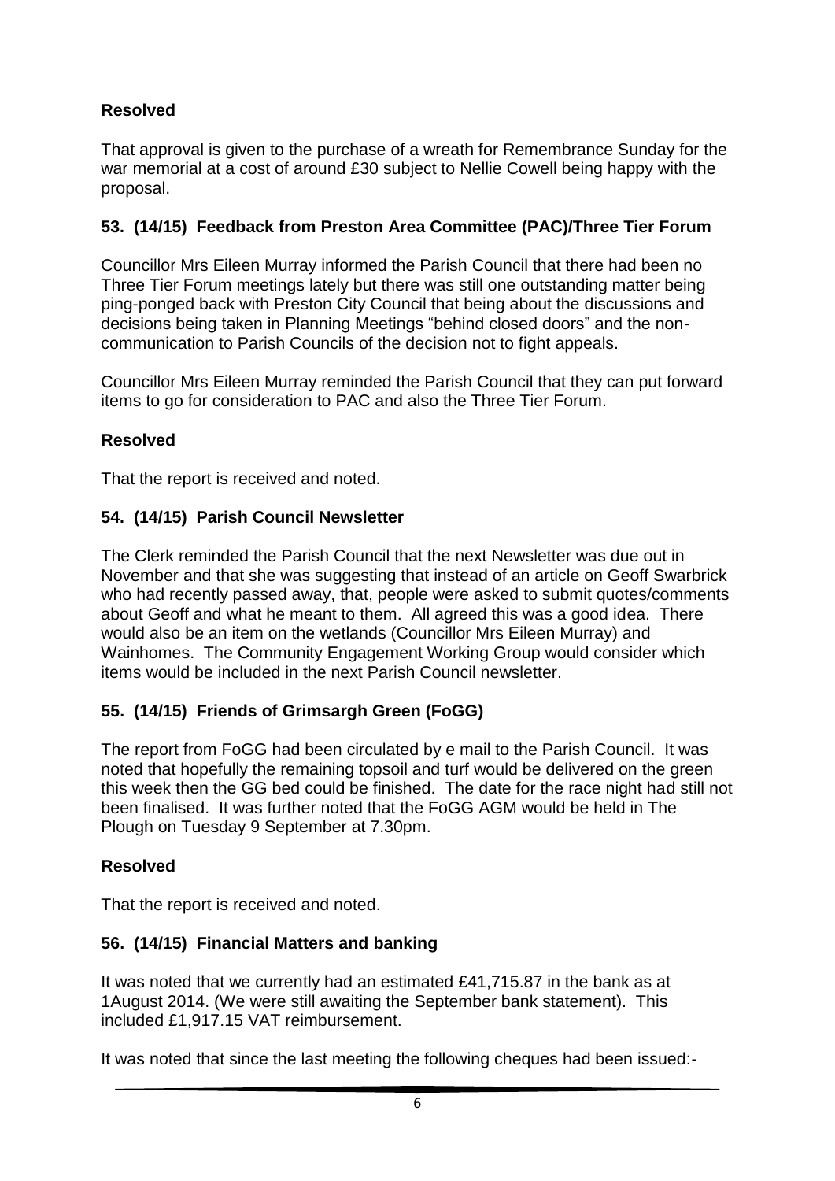### Resolved

That approval is given to the purchase of a wreath for Remembrance Sunday for the war memorial at a cost of around £30 subject to Nellie Cowell being happy with the proposal.

### 53. (14/15) Feedback from Preston Area Committee (PAC)/Three Tier Forum

Councillor Mrs Eileen Murray informed the Parish Council that there had been no Three Tier Forum meetings lately but there was still one outstanding matter being ping-ponged back with Preston City Council that being about the discussions and decisions being taken in Planning Meetings "behind closed doors" and the non-communication to Parish Councils of the decision not to fight appeals.

Councillor Mrs Eileen Murray reminded the Parish Council that they can put forward items to go for consideration to PAC and also the Three Tier Forum.

### Resolved

That the report is received and noted.

### 54. (14/15) Parish Council Newsletter

The Clerk reminded the Parish Council that the next Newsletter was due out in November and that she was suggesting that instead of an article on Geoff Swarbrick who had recently passed away, that, people were asked to submit quotes/comments about Geoff and what he meant to them. All agreed this was a good idea. There would also be an item on the wetlands (Councillor Mrs Eileen Murray) and Wainhomes. The Community Engagement Working Group would consider which items would be included in the next Parish Council newsletter.

### 55. (14/15) Friends of Grimsargh Green (FoGG)

The report from FoGG had been circulated by e mail to the Parish Council. It was noted that hopefully the remaining topsoil and turf would be delivered on the green this week then the GG bed could be finished. The date for the race night had still not been finalised. It was further noted that the FoGG AGM would be held in The Plough on Tuesday 9 September at 7.30pm.

### Resolved

That the report is received and noted.

### 56. (14/15) Financial Matters and banking

It was noted that we currently had an estimated £41,715.87 in the bank as at 1August 2014. (We were still awaiting the September bank statement). This included £1,917.15 VAT reimbursement.

It was noted that since the last meeting the following cheques had been issued:-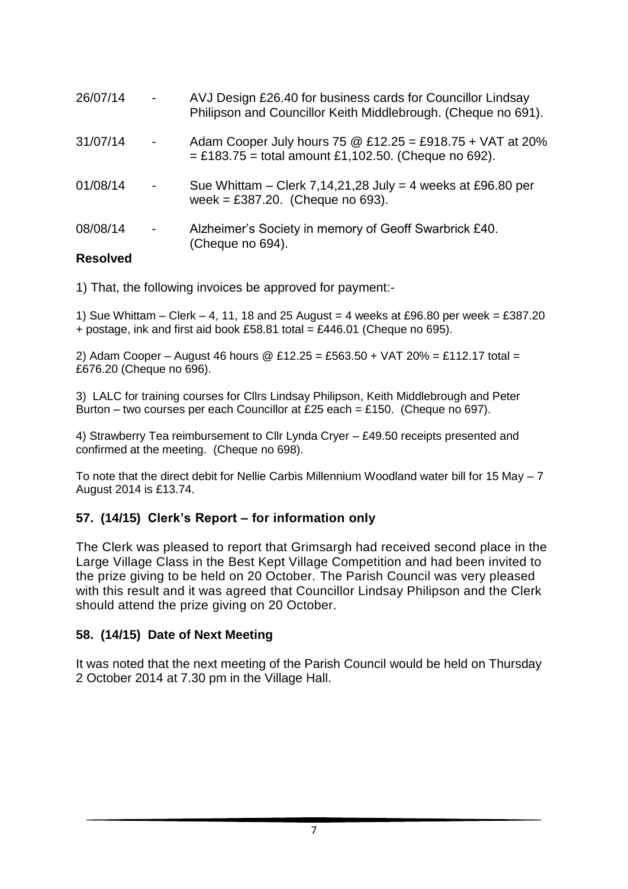26/07/14 - AVJ Design £26.40 for business cards for Councillor Lindsay Philipson and Councillor Keith Middlebrough. (Cheque no 691).

31/07/14 - Adam Cooper July hours 75 @ £12.25 = £918.75 + VAT at 20% = £183.75 = total amount £1,102.50. (Cheque no 692).

01/08/14 - Sue Whittam – Clerk 7,14,21,28 July = 4 weeks at £96.80 per week = £387.20. (Cheque no 693).

08/08/14 - Alzheimer's Society in memory of Geoff Swarbrick £40. (Cheque no 694).

**Resolved**

1) That, the following invoices be approved for payment:-

1) Sue Whittam – Clerk – 4, 11, 18 and 25 August = 4 weeks at £96.80 per week = £387.20 + postage, ink and first aid book £58.81 total = £446.01 (Cheque no 695).

2) Adam Cooper – August 46 hours @ £12.25 = £563.50 + VAT 20% = £112.17 total = £676.20 (Cheque no 696).

3) LALC for training courses for Cllrs Lindsay Philipson, Keith Middlebrough and Peter Burton – two courses per each Councillor at £25 each = £150. (Cheque no 697).

4) Strawberry Tea reimbursement to Cllr Lynda Cryer – £49.50 receipts presented and confirmed at the meeting. (Cheque no 698).

To note that the direct debit for Nellie Carbis Millennium Woodland water bill for 15 May – 7 August 2014 is £13.74.

## 57. (14/15) Clerk's Report – for information only

The Clerk was pleased to report that Grimsargh had received second place in the Large Village Class in the Best Kept Village Competition and had been invited to the prize giving to be held on 20 October. The Parish Council was very pleased with this result and it was agreed that Councillor Lindsay Philipson and the Clerk should attend the prize giving on 20 October.

## 58. (14/15) Date of Next Meeting

It was noted that the next meeting of the Parish Council would be held on Thursday 2 October 2014 at 7.30 pm in the Village Hall.